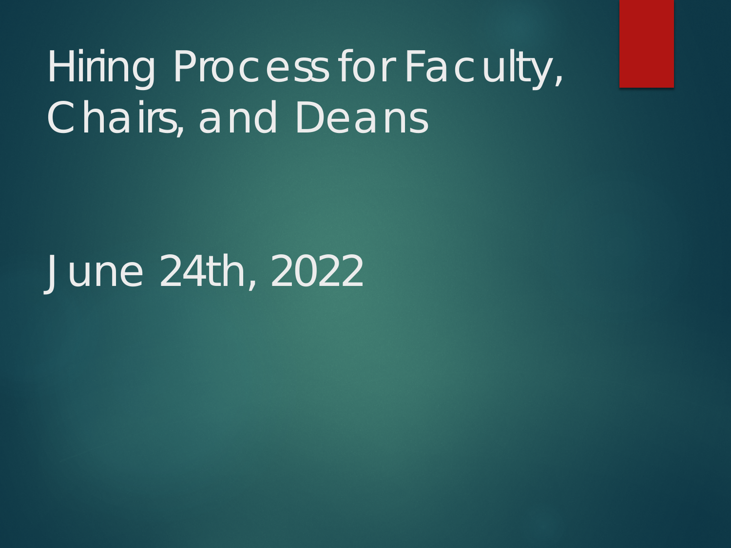# Hiring Process for Faculty, Chairs, and Deans

June 24th, 2022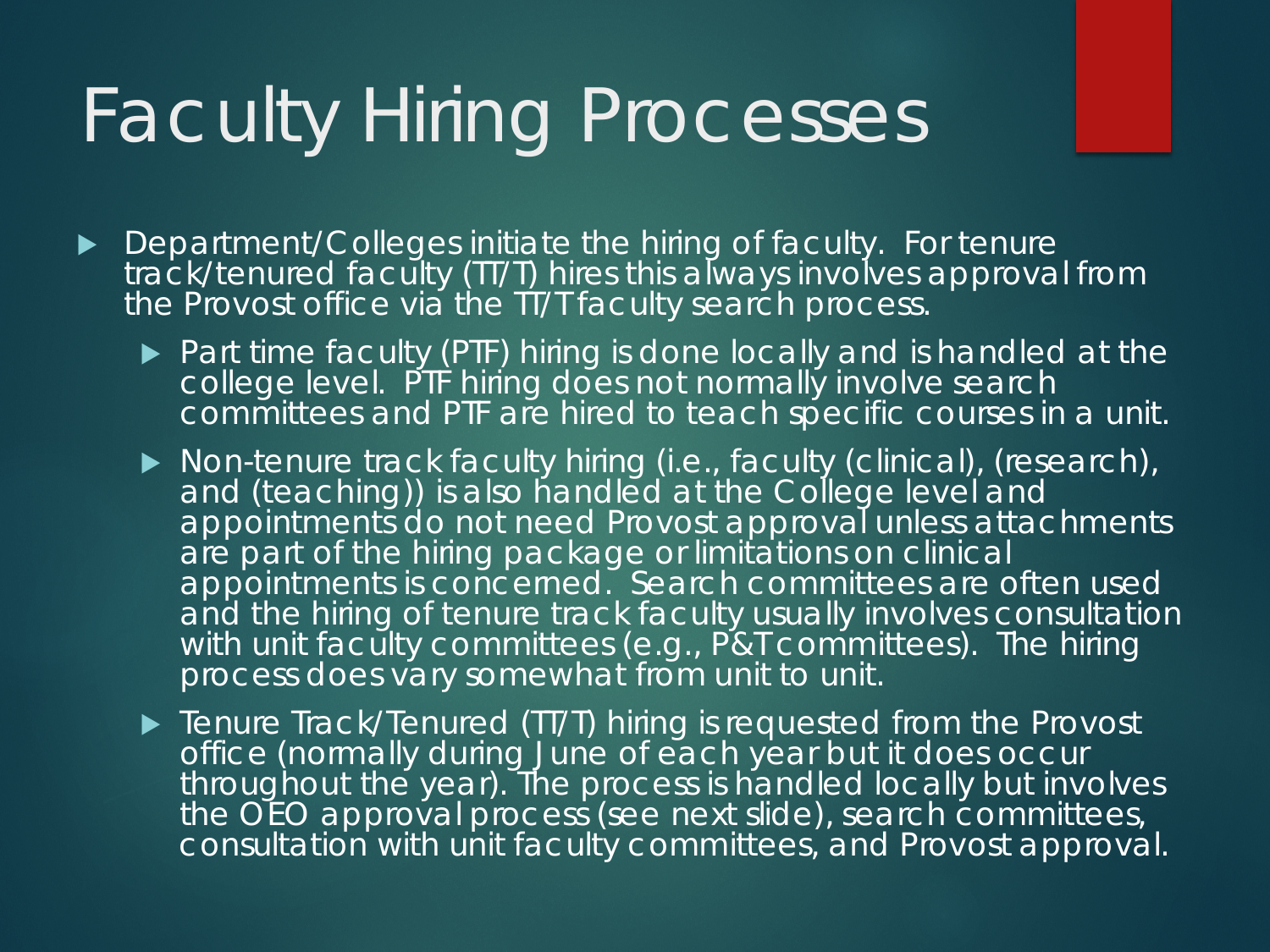# Faculty Hiring Processes

- Department/Colleges initiate the hiring of faculty. For tenure track/tenured faculty (TT/T) hires this always involves approval from the Provost office via the TT/T faculty search process.
  - Part time faculty (PTF) hiring is done locally and is handled at the college level. PTF hiring does not normally involve search committees and PTF are hired to teach specific courses in a unit.
  - Non-tenure track faculty hiring (i.e., faculty (clinical), (research), and (teaching)) is also handled at the College level and appointments do not need Provost approval unless attachments are part of the hiring package or limitations on clinical appointments is concerned. Search committees are often used and the hiring of tenure track faculty usually involves consultation with unit faculty committees (e.g., P&T committees). The hiring process does vary somewhat from unit to unit.
  - Tenure Track/Tenured (TT/T) hiring is requested from the Provost office (normally during June of each year but it does occur throughout the year). The process is handled locally but involves the OEO approval process (see next slide), search committees, consultation with unit faculty committees, and Provost approval.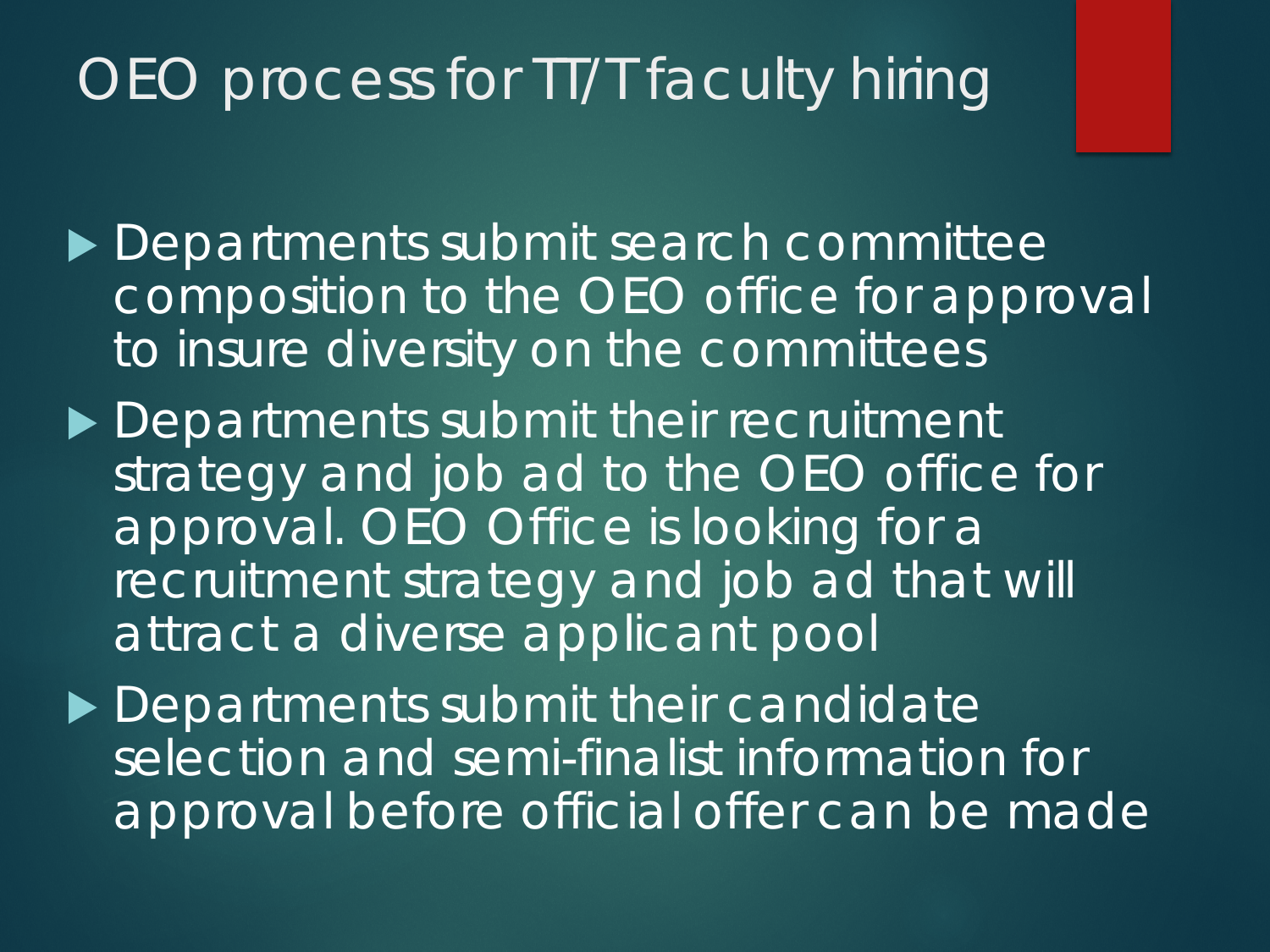# OEO process for TT/T faculty hiring

- Departments submit search committee composition to the OEO office for approval to insure diversity on the committees
- Departments submit their recruitment strategy and job ad to the OEO office for approval. OEO Office is looking for a recruitment strategy and job ad that will attract a diverse applicant pool
- Departments submit their candidate selection and semi-finalist information for approval before official offer can be made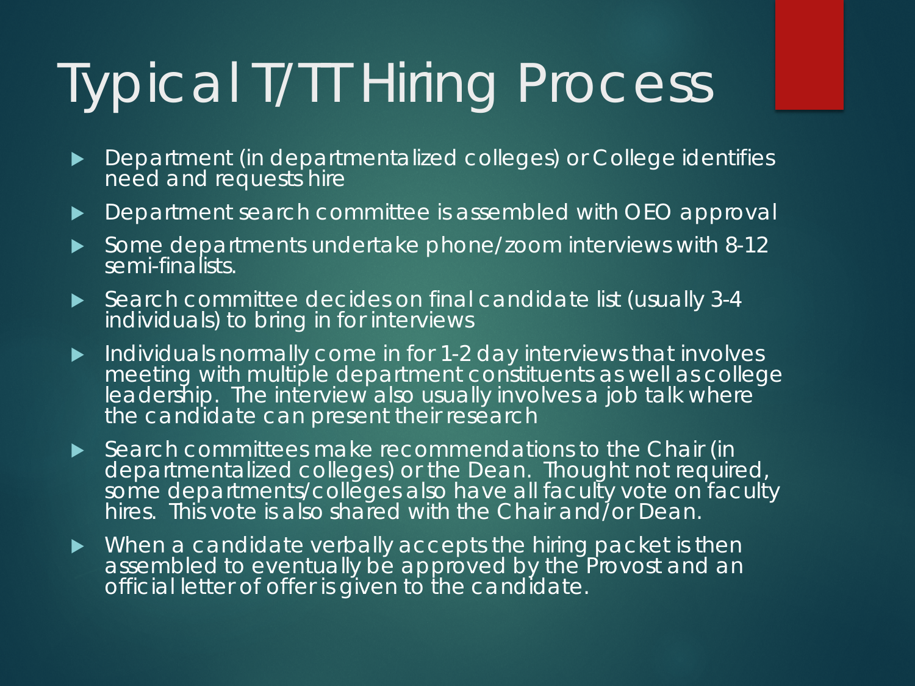# Typical T/TT Hiring Process

- Department (in departmentalized colleges) or College identifies need and requests hire
- Department search committee is assembled with OEO approval
- Some departments undertake phone/zoom interviews with 8-12 semi-finalists.
- Search committee decides on final candidate list (usually 3-4 individuals) to bring in for interviews
- Individuals normally come in for 1-2 day interviews that involves meeting with multiple department constituents as well as college leadership. The interview also usually involves a job talk where the candidate can present their research
- Search committees make recommendations to the Chair (in departmentalized colleges) or the Dean. Thought not required, some departments/colleges also have all faculty vote on faculty hires. This vote is also shared with the Chair and/or Dean.
- When a candidate verbally accepts the hiring packet is then assembled to eventually be approved by the Provost and an official letter of offer is given to the candidate.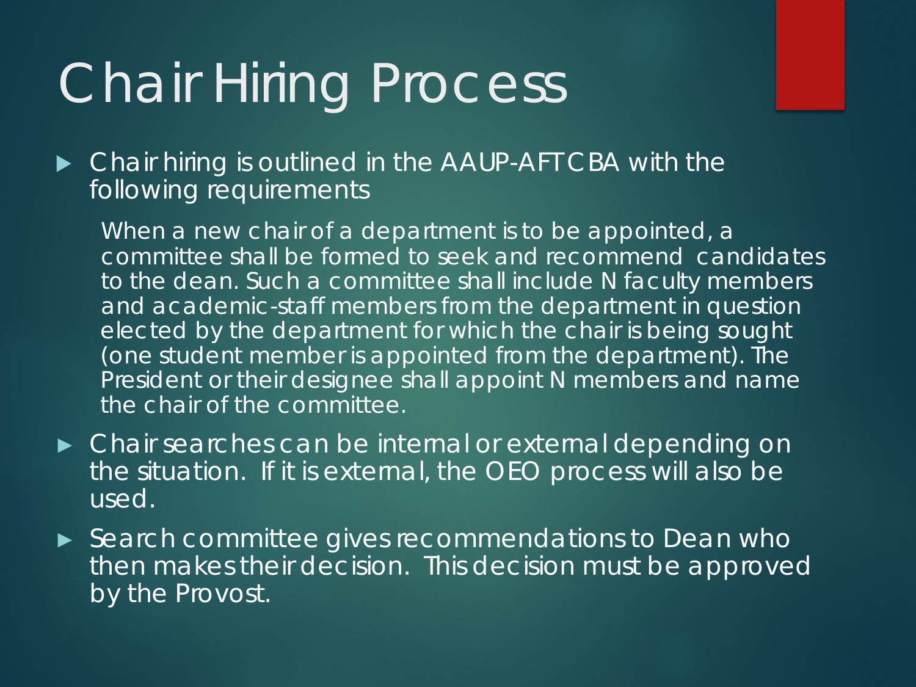# Chair Hiring Process

- Chair hiring is outlined in the AAUP-AFT CBA with the following requirements

  When a new chair of a department is to be appointed, a committee shall be formed to seek and recommend candidates to the dean. Such a committee shall include N faculty members and academic-staff members from the department in question elected by the department for which the chair is being sought (one student member is appointed from the department). The President or their designee shall appoint N members and name the chair of the committee.

- Chair searches can be internal or external depending on the situation. If it is external, the OEO process will also be used.
- Search committee gives recommendations to Dean who then makes their decision. This decision must be approved by the Provost.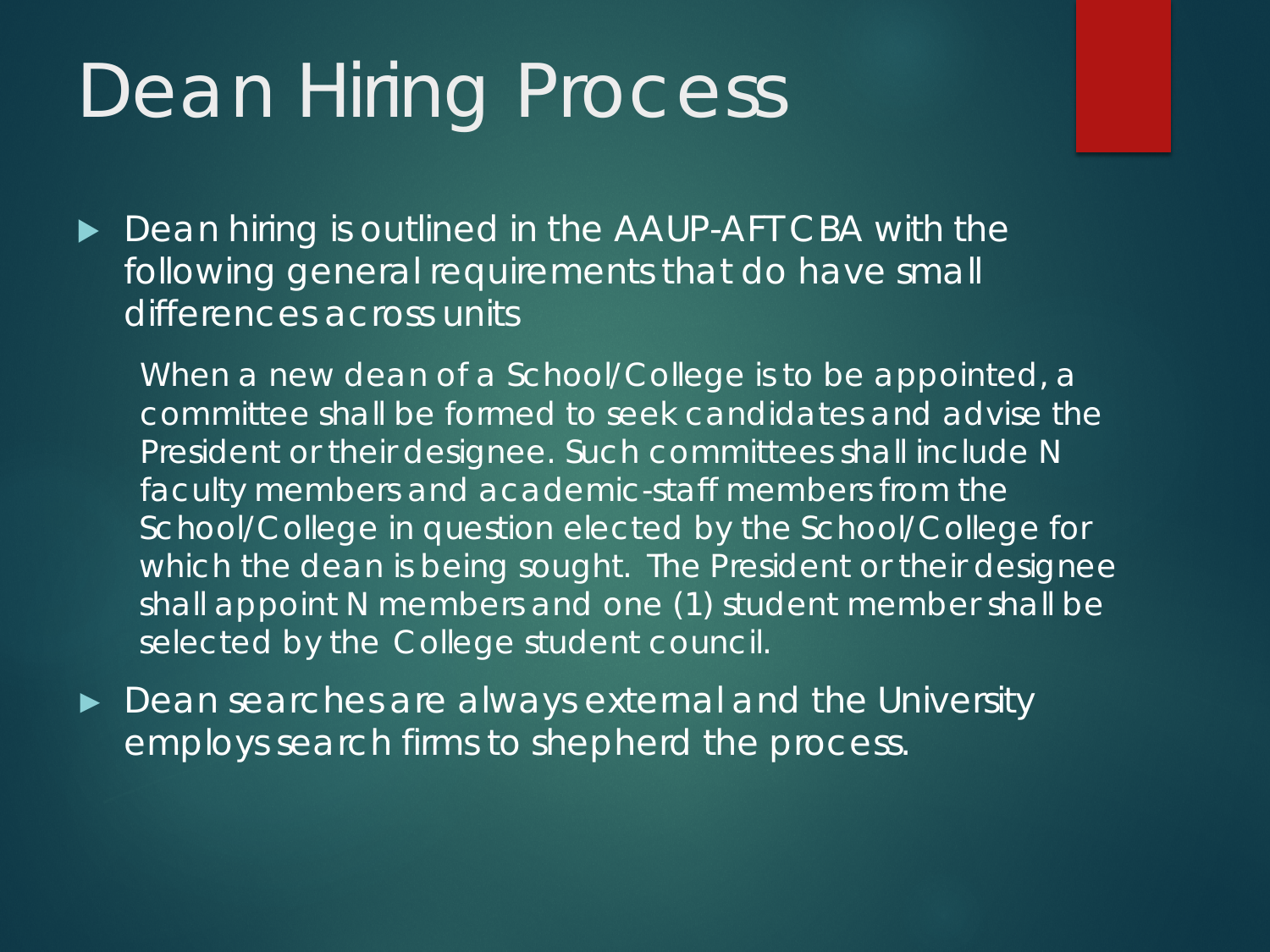# Dean Hiring Process

- Dean hiring is outlined in the AAUP-AFT CBA with the following general requirements that do have small differences across units

  When a new dean of a School/College is to be appointed, a committee shall be formed to seek candidates and advise the President or their designee. Such committees shall include N faculty members and academic-staff members from the School/College in question elected by the School/College for which the dean is being sought. The President or their designee shall appoint N members and one (1) student member shall be selected by the College student council.

- Dean searches are always external and the University employs search firms to shepherd the process.